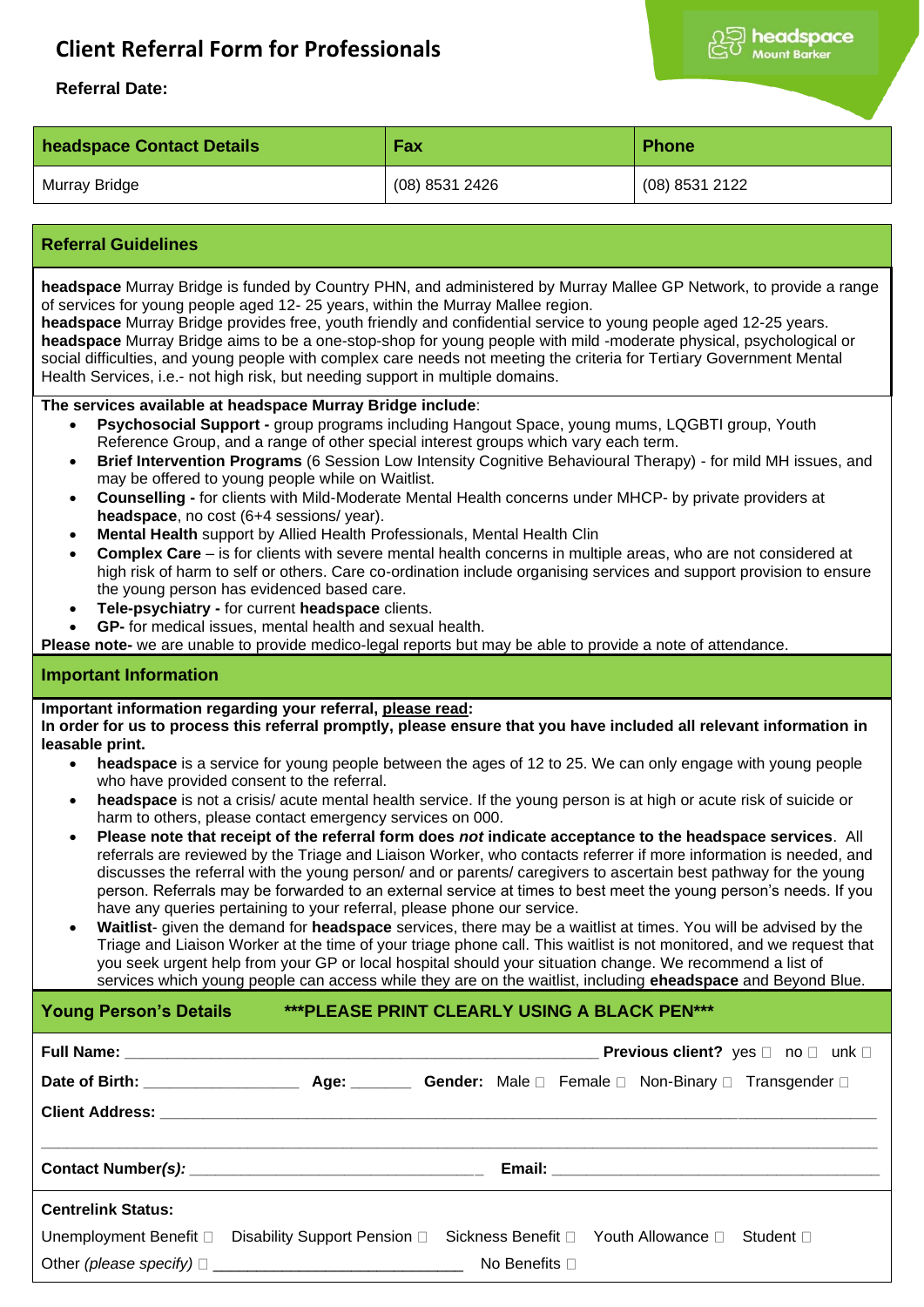# Client Referral Form for Professionals

**Referral Date:**

| headspace Contact Details | Fax | Phone |
| --- | --- | --- |
| Murray Bridge | (08) 8531 2426 | (08) 8531 2122 |

## Referral Guidelines

**headspace** Murray Bridge is funded by Country PHN, and administered by Murray Mallee GP Network, to provide a range of services for young people aged 12- 25 years, within the Murray Mallee region.
**headspace** Murray Bridge provides free, youth friendly and confidential service to young people aged 12-25 years.
**headspace** Murray Bridge aims to be a one-stop-shop for young people with mild -moderate physical, psychological or social difficulties, and young people with complex care needs not meeting the criteria for Tertiary Government Mental Health Services, i.e.- not high risk, but needing support in multiple domains.

**The services available at headspace Murray Bridge include**:

- **Psychosocial Support -** group programs including Hangout Space, young mums, LQGBTI group, Youth Reference Group, and a range of other special interest groups which vary each term.
- **Brief Intervention Programs** (6 Session Low Intensity Cognitive Behavioural Therapy) - for mild MH issues, and may be offered to young people while on Waitlist.
- **Counselling -** for clients with Mild-Moderate Mental Health concerns under MHCP- by private providers at **headspace**, no cost (6+4 sessions/ year).
- **Mental Health** support by Allied Health Professionals, Mental Health Clin
- **Complex Care** – is for clients with severe mental health concerns in multiple areas, who are not considered at high risk of harm to self or others. Care co-ordination include organising services and support provision to ensure the young person has evidenced based care.
- **Tele-psychiatry -** for current **headspace** clients.
- **GP-** for medical issues, mental health and sexual health.

**Please note-** we are unable to provide medico-legal reports but may be able to provide a note of attendance.

## Important Information

**Important information regarding your referral, please read:**
**In order for us to process this referral promptly, please ensure that you have included all relevant information in leasable print.**

- **headspace** is a service for young people between the ages of 12 to 25. We can only engage with young people who have provided consent to the referral.
- **headspace** is not a crisis/ acute mental health service. If the young person is at high or acute risk of suicide or harm to others, please contact emergency services on 000.
- **Please note that receipt of the referral form does *not* indicate acceptance to the headspace services**. All referrals are reviewed by the Triage and Liaison Worker, who contacts referrer if more information is needed, and discusses the referral with the young person/ and or parents/ caregivers to ascertain best pathway for the young person. Referrals may be forwarded to an external service at times to best meet the young person's needs. If you have any queries pertaining to your referral, please phone our service.
- **Waitlist**- given the demand for **headspace** services, there may be a waitlist at times. You will be advised by the Triage and Liaison Worker at the time of your triage phone call. This waitlist is not monitored, and we request that you seek urgent help from your GP or local hospital should your situation change. We recommend a list of services which young people can access while they are on the waitlist, including **eheadspace** and Beyond Blue.

## Young Person's Details ***PLEASE PRINT CLEARLY USING A BLACK PEN***

**Full Name:** ____________________________________________ **Previous client?** yes ☐ no ☐ unk ☐

**Date of Birth:** _______________ **Age:** ______ **Gender:** Male ☐ Female ☐ Non-Binary ☐ Transgender ☐

**Client Address:** ______________________________________________________________

______________________________________________________________

**Contact Number*(s):*** ____________________________ **Email:** ______________________________

**Centrelink Status:**

Unemployment Benefit ☐ Disability Support Pension ☐ Sickness Benefit ☐ Youth Allowance ☐ Student ☐

Other *(please specify)* ☐ ________________________ No Benefits ☐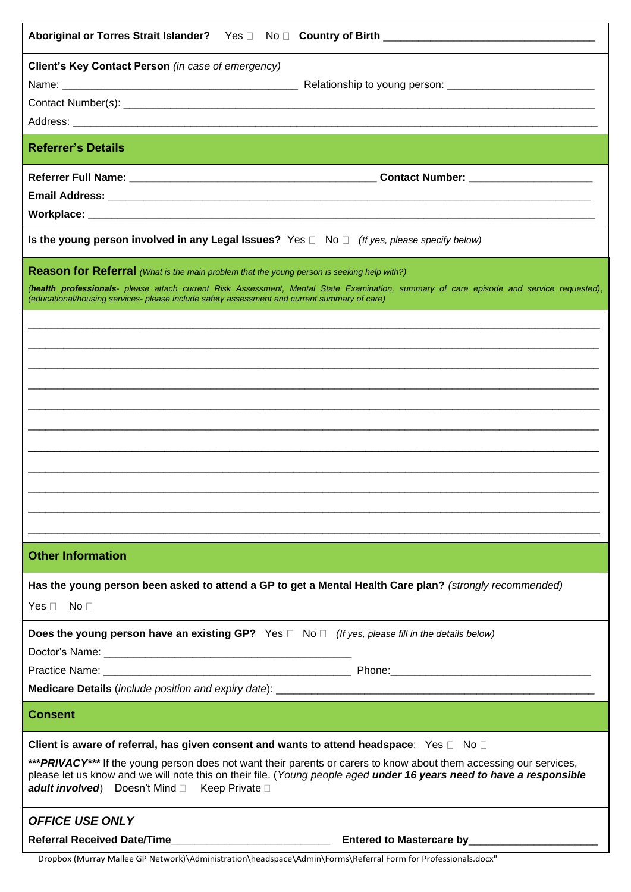**Aboriginal or Torres Strait Islander?** Yes ☐ No ☐ **Country of Birth** ___________________________________

**Client's Key Contact Person** *(in case of emergency)*

Name: _______________________________________ Relationship to young person: ________________________

Contact Number(s): _____________________________________________________________________________

Address: _____________________________________________________________________________________

## Referrer's Details

**Referrer Full Name:** _________________________________________ **Contact Number:** ____________________

**Email Address:** _______________________________________________________________________________

**Workplace:** __________________________________________________________________________________

**Is the young person involved in any Legal Issues?** Yes ☐ No ☐ *(If yes, please specify below)*

## Reason for Referral *(What is the main problem that the young person is seeking help with?)*

*(**health professionals**- please attach current Risk Assessment, Mental State Examination, summary of care episode and service requested), (educational/housing services- please include safety assessment and current summary of care)*

_____________________________________________________________________________________________

_____________________________________________________________________________________________

_____________________________________________________________________________________________

_____________________________________________________________________________________________

_____________________________________________________________________________________________

_____________________________________________________________________________________________

_____________________________________________________________________________________________

_____________________________________________________________________________________________

_____________________________________________________________________________________________

_____________________________________________________________________________________________

_____________________________________________________________________________________________

## Other Information

**Has the young person been asked to attend a GP to get a Mental Health Care plan?** *(strongly recommended)*

Yes ☐ No ☐

**Does the young person have an existing GP?** Yes ☐ No ☐ *(If yes, please fill in the details below)*

Doctor's Name: _________________________________________

Practice Name: _________________________________________ Phone:_________________________________

**Medicare Details** (*include position and expiry date*): ______________________________________________________

## Consent

**Client is aware of referral, has given consent and wants to attend headspace**: Yes ☐ No ☐

***\*\*\*PRIVACY\*\*\**** If the young person does not want their parents or carers to know about them accessing our services, please let us know and we will note this on their file. (*Young people aged **under 16 years need to have a responsible adult involved***) Doesn't Mind ☐ Keep Private ☐

***OFFICE USE ONLY***

**Referral Received Date/Time**___________________________ **Entered to Mastercare by**_____________________

Dropbox (Murray Mallee GP Network)\Administration\headspace\Admin\Forms\Referral Form for Professionals.docx"